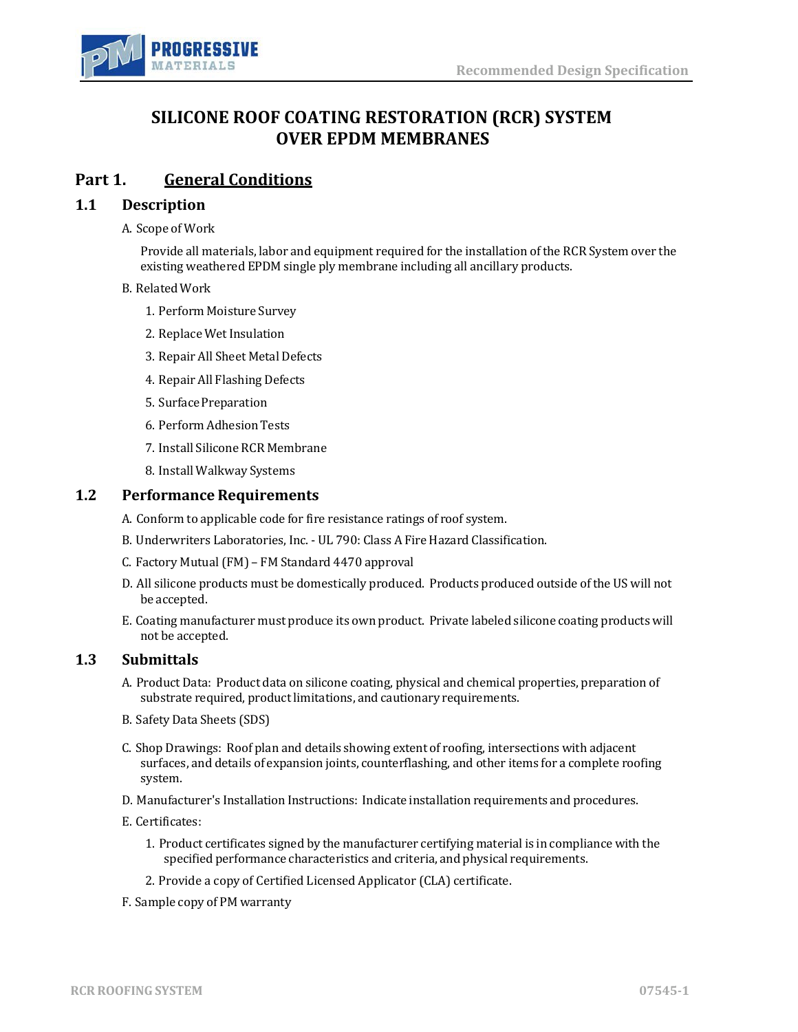# SILICONE ROOF COATING RESTORATION (RCR) SYSTEM OVER EPDM MEMBRANES

## Part 1. General Conditions

### 1.1 Description

A. Scope of Work

Provide all materials, labor and equipment required for the installation of the RCR System over the existing weathered EPDM single ply membrane including all ancillary products.

B. Related Work

1. Perform Moisture Survey
2. Replace Wet Insulation
3. Repair All Sheet Metal Defects
4. Repair All Flashing Defects
5. Surface Preparation
6. Perform Adhesion Tests
7. Install Silicone RCR Membrane
8. Install Walkway Systems

### 1.2 Performance Requirements

A. Conform to applicable code for fire resistance ratings of roof system.

B. Underwriters Laboratories, Inc. - UL 790: Class A Fire Hazard Classification.

C. Factory Mutual (FM) – FM Standard 4470 approval

D. All silicone products must be domestically produced. Products produced outside of the US will not be accepted.

E. Coating manufacturer must produce its own product. Private labeled silicone coating products will not be accepted.

### 1.3 Submittals

A. Product Data: Product data on silicone coating, physical and chemical properties, preparation of substrate required, product limitations, and cautionary requirements.

B. Safety Data Sheets (SDS)

C. Shop Drawings: Roof plan and details showing extent of roofing, intersections with adjacent surfaces, and details of expansion joints, counterflashing, and other items for a complete roofing system.

D. Manufacturer's Installation Instructions: Indicate installation requirements and procedures.

E. Certificates:

1. Product certificates signed by the manufacturer certifying material is in compliance with the specified performance characteristics and criteria, and physical requirements.
2. Provide a copy of Certified Licensed Applicator (CLA) certificate.

F. Sample copy of PM warranty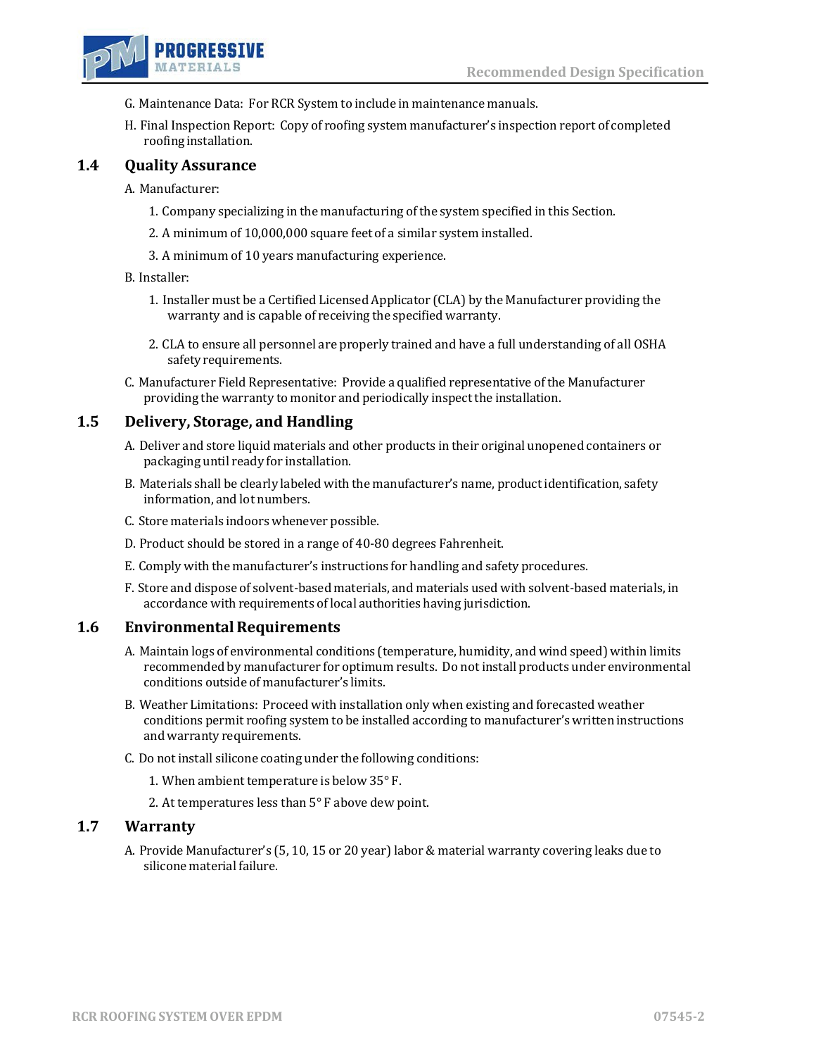G. Maintenance Data: For RCR System to include in maintenance manuals.

H. Final Inspection Report: Copy of roofing system manufacturer's inspection report of completed roofing installation.

## 1.4 Quality Assurance

A. Manufacturer:

1. Company specializing in the manufacturing of the system specified in this Section.
2. A minimum of 10,000,000 square feet of a similar system installed.
3. A minimum of 10 years manufacturing experience.

B. Installer:

1. Installer must be a Certified Licensed Applicator (CLA) by the Manufacturer providing the warranty and is capable of receiving the specified warranty.
2. CLA to ensure all personnel are properly trained and have a full understanding of all OSHA safety requirements.

C. Manufacturer Field Representative: Provide a qualified representative of the Manufacturer providing the warranty to monitor and periodically inspect the installation.

## 1.5 Delivery, Storage, and Handling

A. Deliver and store liquid materials and other products in their original unopened containers or packaging until ready for installation.

B. Materials shall be clearly labeled with the manufacturer's name, product identification, safety information, and lot numbers.

C. Store materials indoors whenever possible.

D. Product should be stored in a range of 40-80 degrees Fahrenheit.

E. Comply with the manufacturer's instructions for handling and safety procedures.

F. Store and dispose of solvent-based materials, and materials used with solvent-based materials, in accordance with requirements of local authorities having jurisdiction.

## 1.6 Environmental Requirements

A. Maintain logs of environmental conditions (temperature, humidity, and wind speed) within limits recommended by manufacturer for optimum results. Do not install products under environmental conditions outside of manufacturer's limits.

B. Weather Limitations: Proceed with installation only when existing and forecasted weather conditions permit roofing system to be installed according to manufacturer's written instructions and warranty requirements.

C. Do not install silicone coating under the following conditions:

1. When ambient temperature is below 35° F.
2. At temperatures less than 5° F above dew point.

## 1.7 Warranty

A. Provide Manufacturer's (5, 10, 15 or 20 year) labor & material warranty covering leaks due to silicone material failure.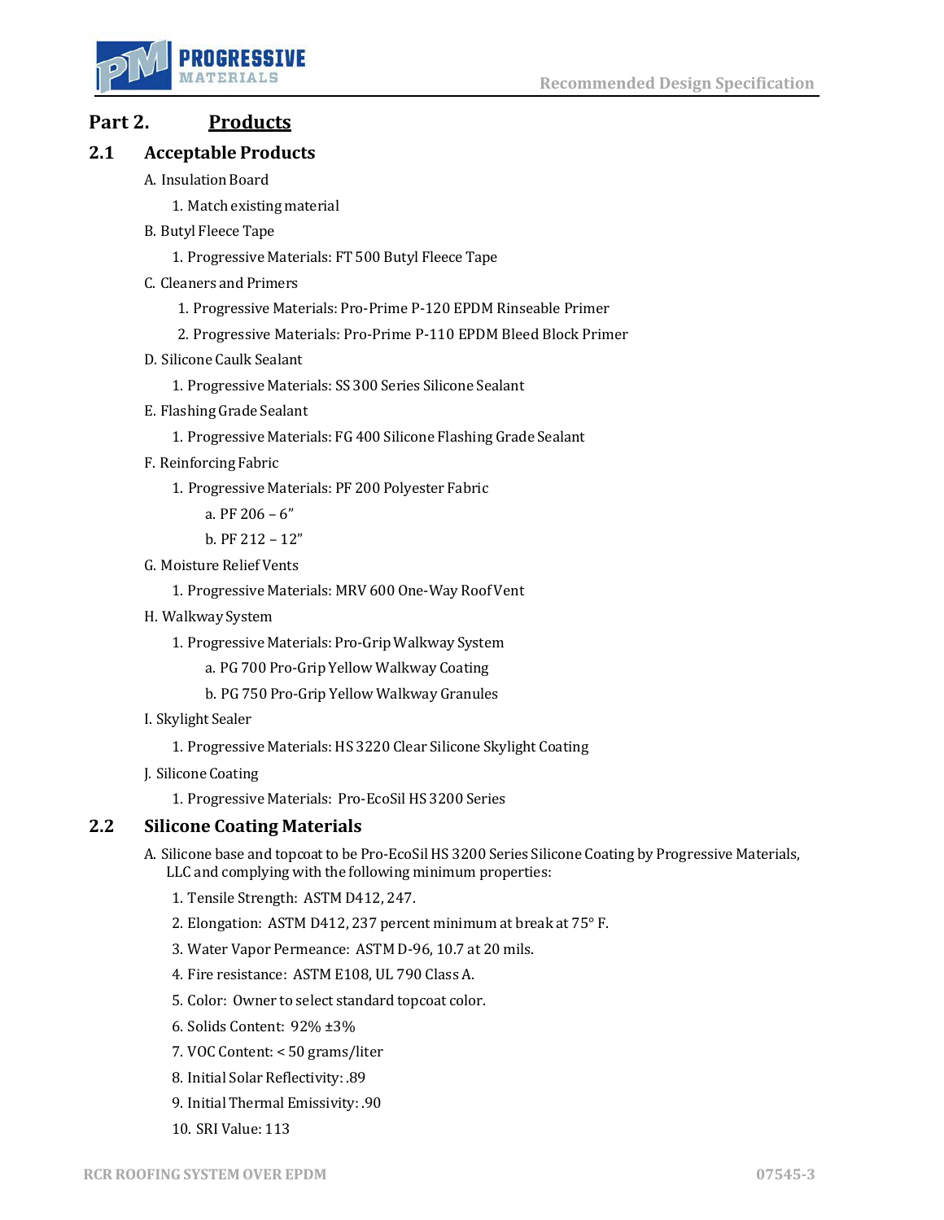# Part 2. Products

## 2.1 Acceptable Products

A. Insulation Board

1. Match existing material

B. Butyl Fleece Tape

1. Progressive Materials: FT 500 Butyl Fleece Tape

C. Cleaners and Primers

1. Progressive Materials: Pro-Prime P-120 EPDM Rinseable Primer
2. Progressive Materials: Pro-Prime P-110 EPDM Bleed Block Primer

D. Silicone Caulk Sealant

1. Progressive Materials: SS 300 Series Silicone Sealant

E. Flashing Grade Sealant

1. Progressive Materials: FG 400 Silicone Flashing Grade Sealant

F. Reinforcing Fabric

1. Progressive Materials: PF 200 Polyester Fabric
   a. PF 206 – 6"
   b. PF 212 – 12"

G. Moisture Relief Vents

1. Progressive Materials: MRV 600 One-Way Roof Vent

H. Walkway System

1. Progressive Materials: Pro-Grip Walkway System
   a. PG 700 Pro-Grip Yellow Walkway Coating
   b. PG 750 Pro-Grip Yellow Walkway Granules

I. Skylight Sealer

1. Progressive Materials: HS 3220 Clear Silicone Skylight Coating

J. Silicone Coating

1. Progressive Materials: Pro-EcoSil HS 3200 Series

## 2.2 Silicone Coating Materials

A. Silicone base and topcoat to be Pro-EcoSil HS 3200 Series Silicone Coating by Progressive Materials, LLC and complying with the following minimum properties:

1. Tensile Strength: ASTM D412, 247.
2. Elongation: ASTM D412, 237 percent minimum at break at 75° F.
3. Water Vapor Permeance: ASTM D-96, 10.7 at 20 mils.
4. Fire resistance: ASTM E108, UL 790 Class A.
5. Color: Owner to select standard topcoat color.
6. Solids Content: 92% ±3%
7. VOC Content: < 50 grams/liter
8. Initial Solar Reflectivity: .89
9. Initial Thermal Emissivity: .90
10. SRI Value: 113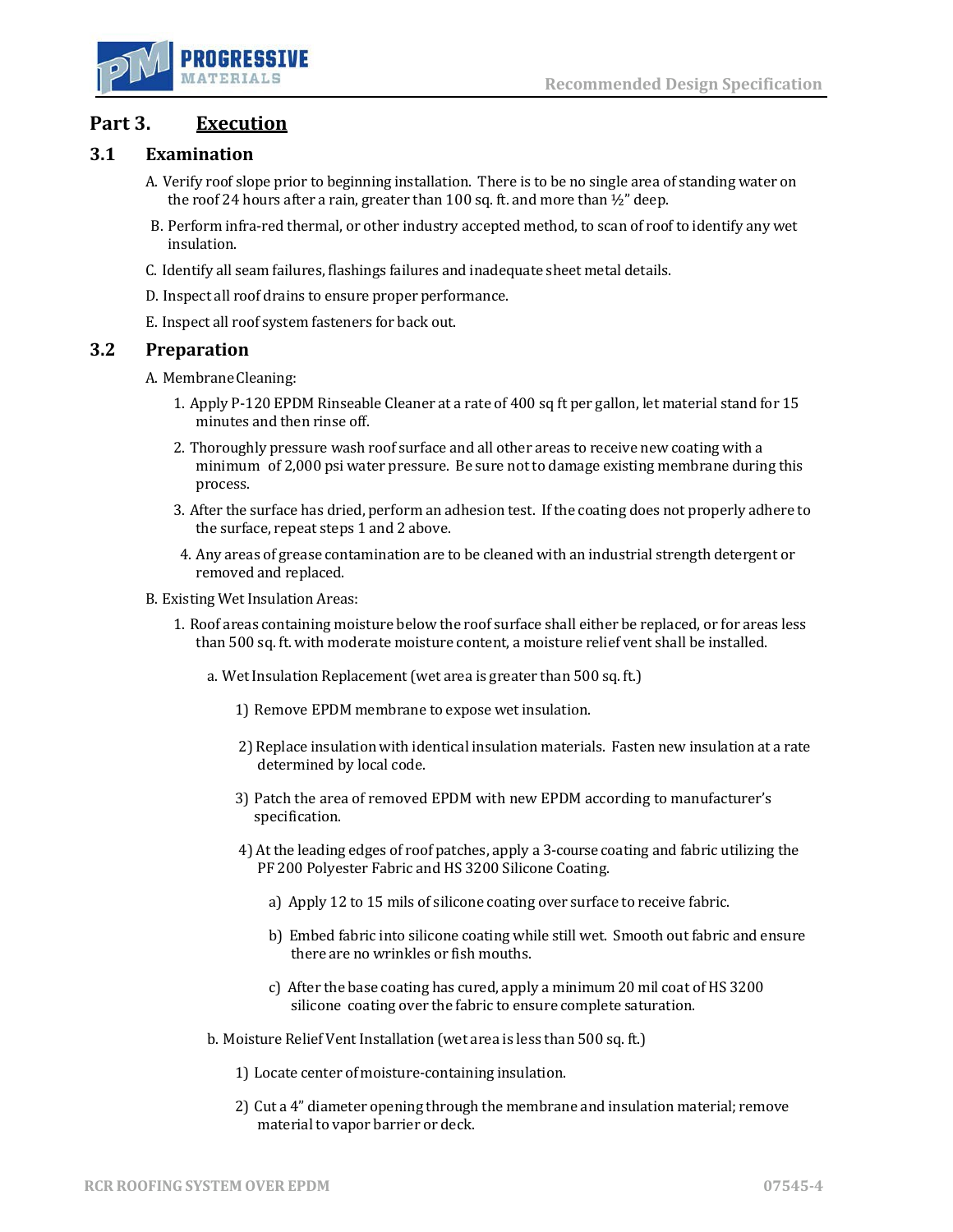## Part 3. Execution

### 3.1 Examination

A. Verify roof slope prior to beginning installation. There is to be no single area of standing water on the roof 24 hours after a rain, greater than 100 sq. ft. and more than ½" deep.

B. Perform infra-red thermal, or other industry accepted method, to scan of roof to identify any wet insulation.

C. Identify all seam failures, flashings failures and inadequate sheet metal details.

D. Inspect all roof drains to ensure proper performance.

E. Inspect all roof system fasteners for back out.

### 3.2 Preparation

A. Membrane Cleaning:

1. Apply P-120 EPDM Rinseable Cleaner at a rate of 400 sq ft per gallon, let material stand for 15 minutes and then rinse off.
2. Thoroughly pressure wash roof surface and all other areas to receive new coating with a minimum of 2,000 psi water pressure. Be sure not to damage existing membrane during this process.
3. After the surface has dried, perform an adhesion test. If the coating does not properly adhere to the surface, repeat steps 1 and 2 above.
4. Any areas of grease contamination are to be cleaned with an industrial strength detergent or removed and replaced.

B. Existing Wet Insulation Areas:

1. Roof areas containing moisture below the roof surface shall either be replaced, or for areas less than 500 sq. ft. with moderate moisture content, a moisture relief vent shall be installed.

   a. Wet Insulation Replacement (wet area is greater than 500 sq. ft.)

      1) Remove EPDM membrane to expose wet insulation.

      2) Replace insulation with identical insulation materials. Fasten new insulation at a rate determined by local code.

      3) Patch the area of removed EPDM with new EPDM according to manufacturer's specification.

      4) At the leading edges of roof patches, apply a 3-course coating and fabric utilizing the PF 200 Polyester Fabric and HS 3200 Silicone Coating.

         a) Apply 12 to 15 mils of silicone coating over surface to receive fabric.

         b) Embed fabric into silicone coating while still wet. Smooth out fabric and ensure there are no wrinkles or fish mouths.

         c) After the base coating has cured, apply a minimum 20 mil coat of HS 3200 silicone coating over the fabric to ensure complete saturation.

   b. Moisture Relief Vent Installation (wet area is less than 500 sq. ft.)

      1) Locate center of moisture-containing insulation.

      2) Cut a 4" diameter opening through the membrane and insulation material; remove material to vapor barrier or deck.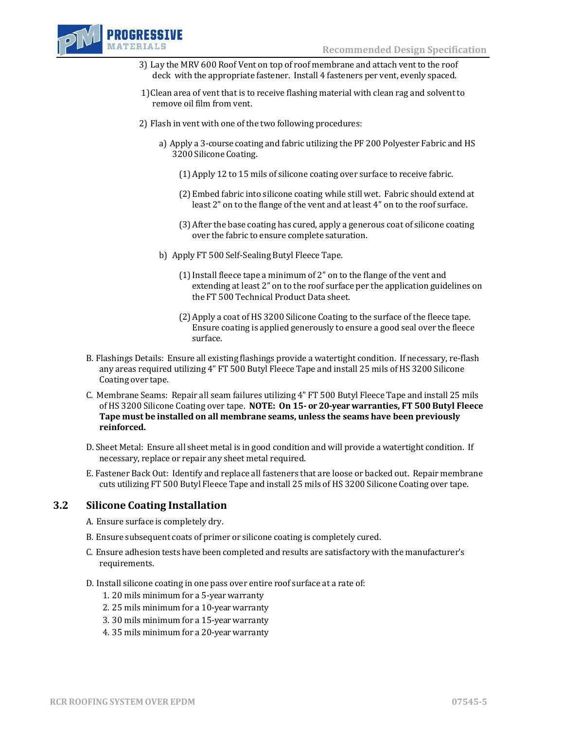3) Lay the MRV 600 Roof Vent on top of roof membrane and attach vent to the roof deck with the appropriate fastener. Install 4 fasteners per vent, evenly spaced.

1) Clean area of vent that is to receive flashing material with clean rag and solvent to remove oil film from vent.

2) Flash in vent with one of the two following procedures:

   a) Apply a 3-course coating and fabric utilizing the PF 200 Polyester Fabric and HS 3200 Silicone Coating.

      (1) Apply 12 to 15 mils of silicone coating over surface to receive fabric.

      (2) Embed fabric into silicone coating while still wet. Fabric should extend at least 2" on to the flange of the vent and at least 4" on to the roof surface.

      (3) After the base coating has cured, apply a generous coat of silicone coating over the fabric to ensure complete saturation.

   b) Apply FT 500 Self-Sealing Butyl Fleece Tape.

      (1) Install fleece tape a minimum of 2" on to the flange of the vent and extending at least 2" on to the roof surface per the application guidelines on the FT 500 Technical Product Data sheet.

      (2) Apply a coat of HS 3200 Silicone Coating to the surface of the fleece tape. Ensure coating is applied generously to ensure a good seal over the fleece surface.

B. Flashings Details: Ensure all existing flashings provide a watertight condition. If necessary, re-flash any areas required utilizing 4" FT 500 Butyl Fleece Tape and install 25 mils of HS 3200 Silicone Coating over tape.

C. Membrane Seams: Repair all seam failures utilizing 4" FT 500 Butyl Fleece Tape and install 25 mils of HS 3200 Silicone Coating over tape. **NOTE: On 15- or 20-year warranties, FT 500 Butyl Fleece Tape must be installed on all membrane seams, unless the seams have been previously reinforced.**

D. Sheet Metal: Ensure all sheet metal is in good condition and will provide a watertight condition. If necessary, replace or repair any sheet metal required.

E. Fastener Back Out: Identify and replace all fasteners that are loose or backed out. Repair membrane cuts utilizing FT 500 Butyl Fleece Tape and install 25 mils of HS 3200 Silicone Coating over tape.

## 3.2 Silicone Coating Installation

A. Ensure surface is completely dry.

B. Ensure subsequent coats of primer or silicone coating is completely cured.

C. Ensure adhesion tests have been completed and results are satisfactory with the manufacturer's requirements.

D. Install silicone coating in one pass over entire roof surface at a rate of:

1. 20 mils minimum for a 5-year warranty
2. 25 mils minimum for a 10-year warranty
3. 30 mils minimum for a 15-year warranty
4. 35 mils minimum for a 20-year warranty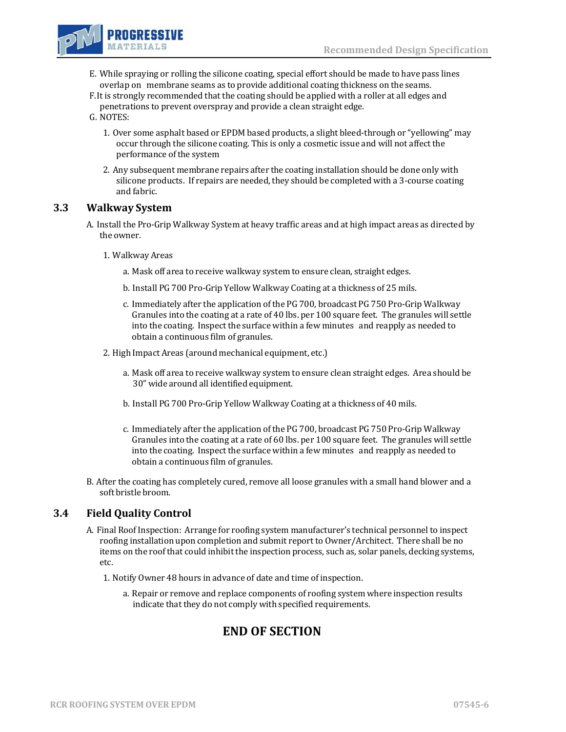E. While spraying or rolling the silicone coating, special effort should be made to have pass lines overlap on membrane seams as to provide additional coating thickness on the seams.

F. It is strongly recommended that the coating should be applied with a roller at all edges and penetrations to prevent overspray and provide a clean straight edge.

G. NOTES:

1. Over some asphalt based or EPDM based products, a slight bleed-through or "yellowing" may occur through the silicone coating. This is only a cosmetic issue and will not affect the performance of the system

2. Any subsequent membrane repairs after the coating installation should be done only with silicone products. If repairs are needed, they should be completed with a 3-course coating and fabric.

## 3.3 Walkway System

A. Install the Pro-Grip Walkway System at heavy traffic areas and at high impact areas as directed by the owner.

1. Walkway Areas

   a. Mask off area to receive walkway system to ensure clean, straight edges.

   b. Install PG 700 Pro-Grip Yellow Walkway Coating at a thickness of 25 mils.

   c. Immediately after the application of the PG 700, broadcast PG 750 Pro-Grip Walkway Granules into the coating at a rate of 40 lbs. per 100 square feet. The granules will settle into the coating. Inspect the surface within a few minutes and reapply as needed to obtain a continuous film of granules.

2. High Impact Areas (around mechanical equipment, etc.)

   a. Mask off area to receive walkway system to ensure clean straight edges. Area should be 30" wide around all identified equipment.

   b. Install PG 700 Pro-Grip Yellow Walkway Coating at a thickness of 40 mils.

   c. Immediately after the application of the PG 700, broadcast PG 750 Pro-Grip Walkway Granules into the coating at a rate of 60 lbs. per 100 square feet. The granules will settle into the coating. Inspect the surface within a few minutes and reapply as needed to obtain a continuous film of granules.

B. After the coating has completely cured, remove all loose granules with a small hand blower and a soft bristle broom.

## 3.4 Field Quality Control

A. Final Roof Inspection: Arrange for roofing system manufacturer's technical personnel to inspect roofing installation upon completion and submit report to Owner/Architect. There shall be no items on the roof that could inhibit the inspection process, such as, solar panels, decking systems, etc.

1. Notify Owner 48 hours in advance of date and time of inspection.

   a. Repair or remove and replace components of roofing system where inspection results indicate that they do not comply with specified requirements.

# END OF SECTION